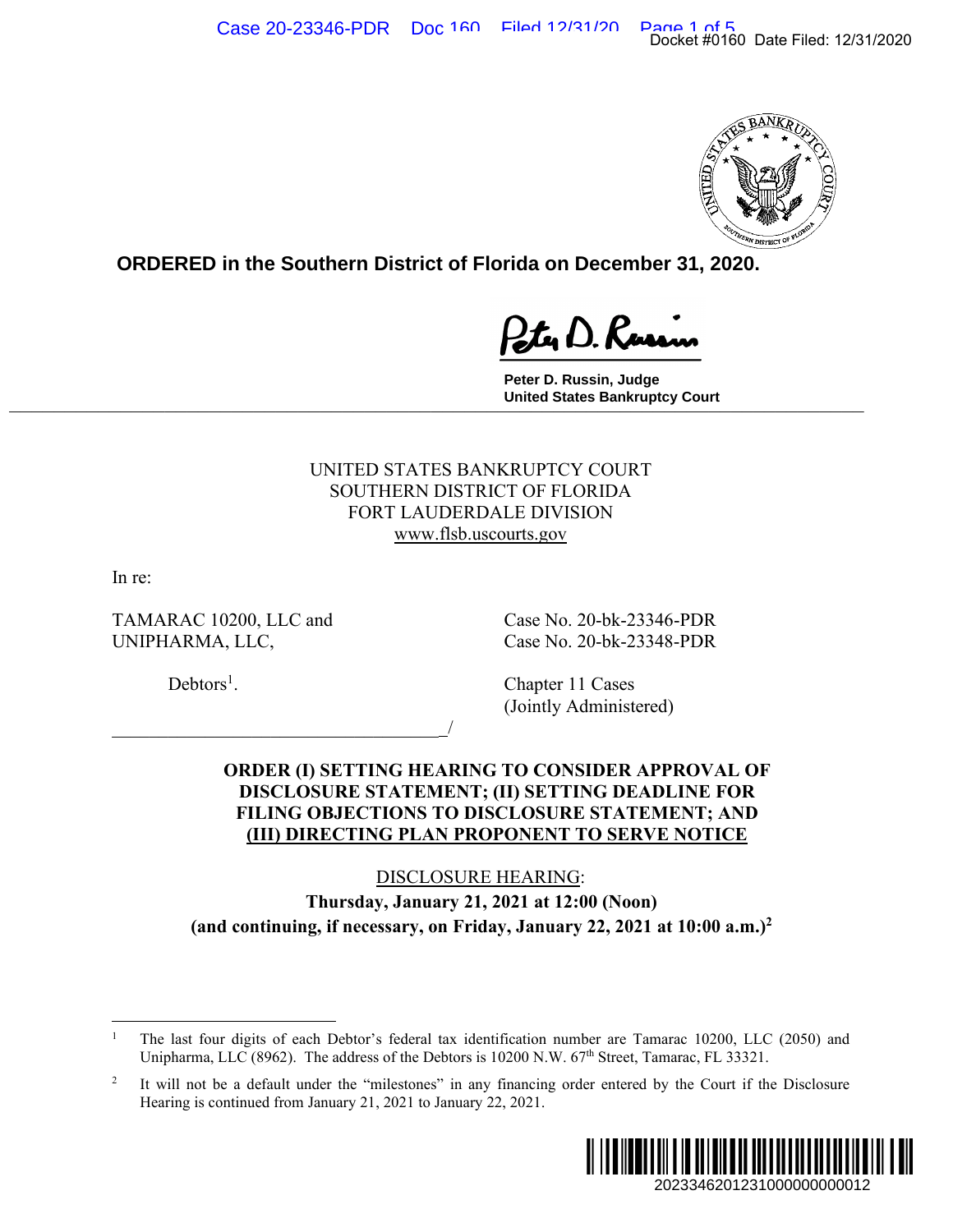**ORDERED in the Southern District of Florida on December 31, 2020.**

Peter D. Russin, Judge
United States Bankruptcy Court

UNITED STATES BANKRUPTCY COURT
SOUTHERN DISTRICT OF FLORIDA
FORT LAUDERDALE DIVISION
www.flsb.uscourts.gov

In re:

TAMARAC 10200, LLC and UNIPHARMA, LLC,

Debtors[1].

Case No. 20-bk-23346-PDR
Case No. 20-bk-23348-PDR

Chapter 11 Cases
(Jointly Administered)

\_\_\_\_\_\_\_\_\_\_\_\_\_\_\_\_\_\_\_\_\_\_\_\_\_\_\_\_\_\_\_\_\_\_\_\_/

# ORDER (I) SETTING HEARING TO CONSIDER APPROVAL OF DISCLOSURE STATEMENT; (II) SETTING DEADLINE FOR FILING OBJECTIONS TO DISCLOSURE STATEMENT; AND (III) DIRECTING PLAN PROPONENT TO SERVE NOTICE

DISCLOSURE HEARING:

**Thursday, January 21, 2021 at 12:00 (Noon)**
**(and continuing, if necessary, on Friday, January 22, 2021 at 10:00 a.m.)[2]**

---

[1] The last four digits of each Debtor's federal tax identification number are Tamarac 10200, LLC (2050) and Unipharma, LLC (8962). The address of the Debtors is 10200 N.W. 67th Street, Tamarac, FL 33321.

[2] It will not be a default under the "milestones" in any financing order entered by the Court if the Disclosure Hearing is continued from January 21, 2021 to January 22, 2021.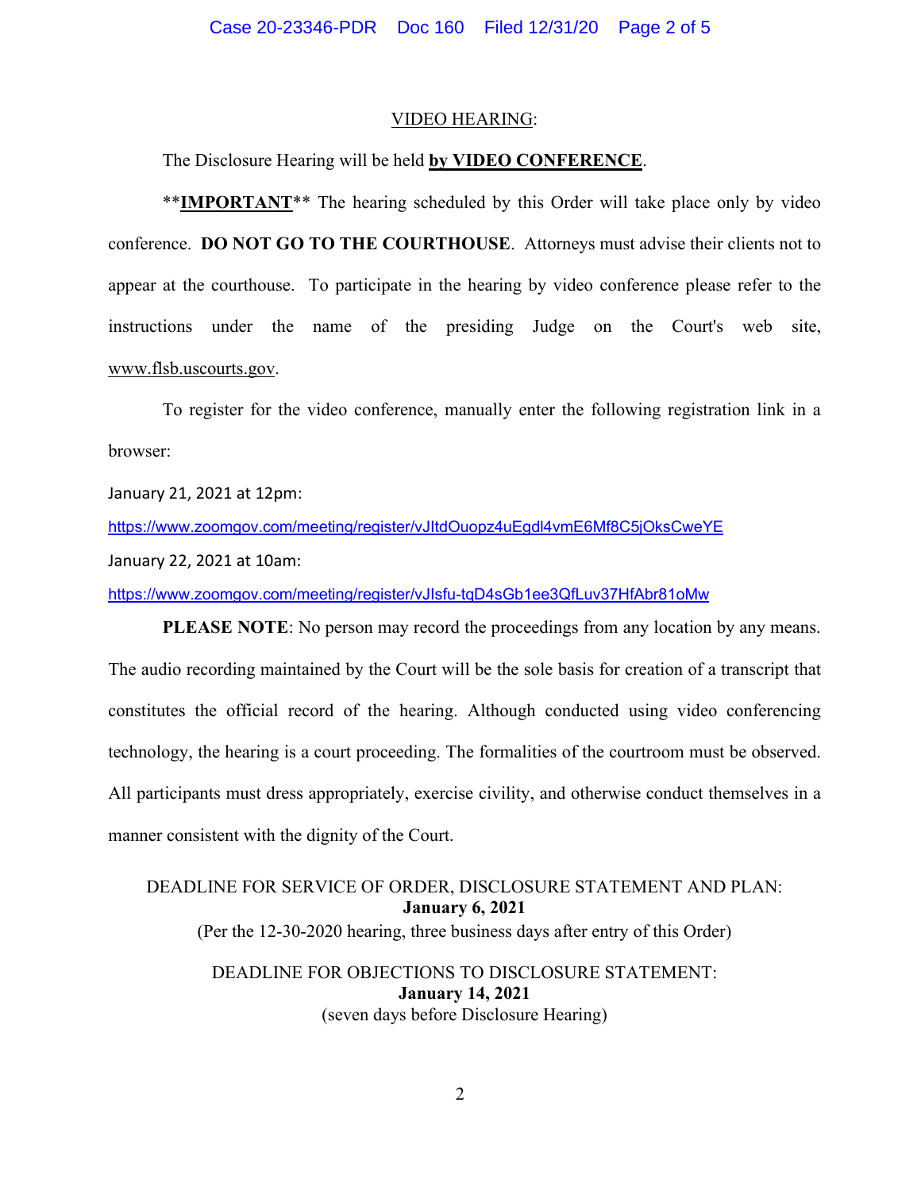<u>VIDEO HEARING</u>:

The Disclosure Hearing will be held **<u>by VIDEO CONFERENCE</u>**.

**<u>IMPORTANT</u>** The hearing scheduled by this Order will take place only by video conference. **DO NOT GO TO THE COURTHOUSE**. Attorneys must advise their clients not to appear at the courthouse. To participate in the hearing by video conference please refer to the instructions under the name of the presiding Judge on the Court's web site, www.flsb.uscourts.gov.

To register for the video conference, manually enter the following registration link in a browser:

January 21, 2021 at 12pm:

https://www.zoomgov.com/meeting/register/vJItdOuopz4uEgdl4vmE6Mf8C5jOksCweYE

January 22, 2021 at 10am:

https://www.zoomgov.com/meeting/register/vJIsfu-tqD4sGb1ee3QfLuv37HfAbr81oMw

**PLEASE NOTE**: No person may record the proceedings from any location by any means. The audio recording maintained by the Court will be the sole basis for creation of a transcript that constitutes the official record of the hearing. Although conducted using video conferencing technology, the hearing is a court proceeding. The formalities of the courtroom must be observed. All participants must dress appropriately, exercise civility, and otherwise conduct themselves in a manner consistent with the dignity of the Court.

DEADLINE FOR SERVICE OF ORDER, DISCLOSURE STATEMENT AND PLAN:
**January 6, 2021**
(Per the 12-30-2020 hearing, three business days after entry of this Order)

DEADLINE FOR OBJECTIONS TO DISCLOSURE STATEMENT:
**January 14, 2021**
(seven days before Disclosure Hearing)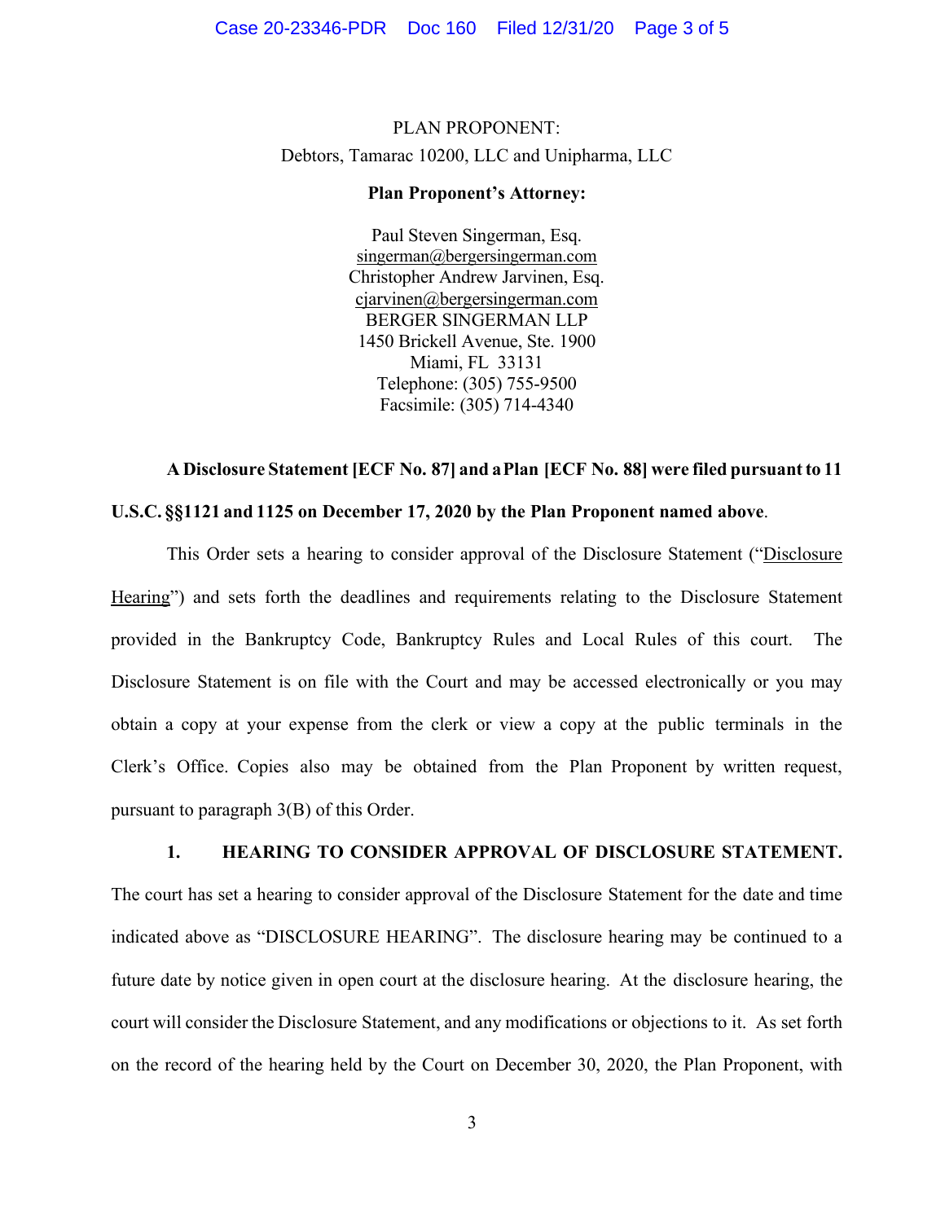PLAN PROPONENT:
Debtors, Tamarac 10200, LLC and Unipharma, LLC

**Plan Proponent's Attorney:**

Paul Steven Singerman, Esq.
singerman@bergersingerman.com
Christopher Andrew Jarvinen, Esq.
cjarvinen@bergersingerman.com
BERGER SINGERMAN LLP
1450 Brickell Avenue, Ste. 1900
Miami, FL 33131
Telephone: (305) 755-9500
Facsimile: (305) 714-4340

**A Disclosure Statement [ECF No. 87] and a Plan [ECF No. 88] were filed pursuant to 11 U.S.C. §§1121 and 1125 on December 17, 2020 by the Plan Proponent named above**.

This Order sets a hearing to consider approval of the Disclosure Statement ("Disclosure Hearing") and sets forth the deadlines and requirements relating to the Disclosure Statement provided in the Bankruptcy Code, Bankruptcy Rules and Local Rules of this court. The Disclosure Statement is on file with the Court and may be accessed electronically or you may obtain a copy at your expense from the clerk or view a copy at the public terminals in the Clerk's Office. Copies also may be obtained from the Plan Proponent by written request, pursuant to paragraph 3(B) of this Order.

**1. HEARING TO CONSIDER APPROVAL OF DISCLOSURE STATEMENT.** The court has set a hearing to consider approval of the Disclosure Statement for the date and time indicated above as "DISCLOSURE HEARING". The disclosure hearing may be continued to a future date by notice given in open court at the disclosure hearing. At the disclosure hearing, the court will consider the Disclosure Statement, and any modifications or objections to it. As set forth on the record of the hearing held by the Court on December 30, 2020, the Plan Proponent, with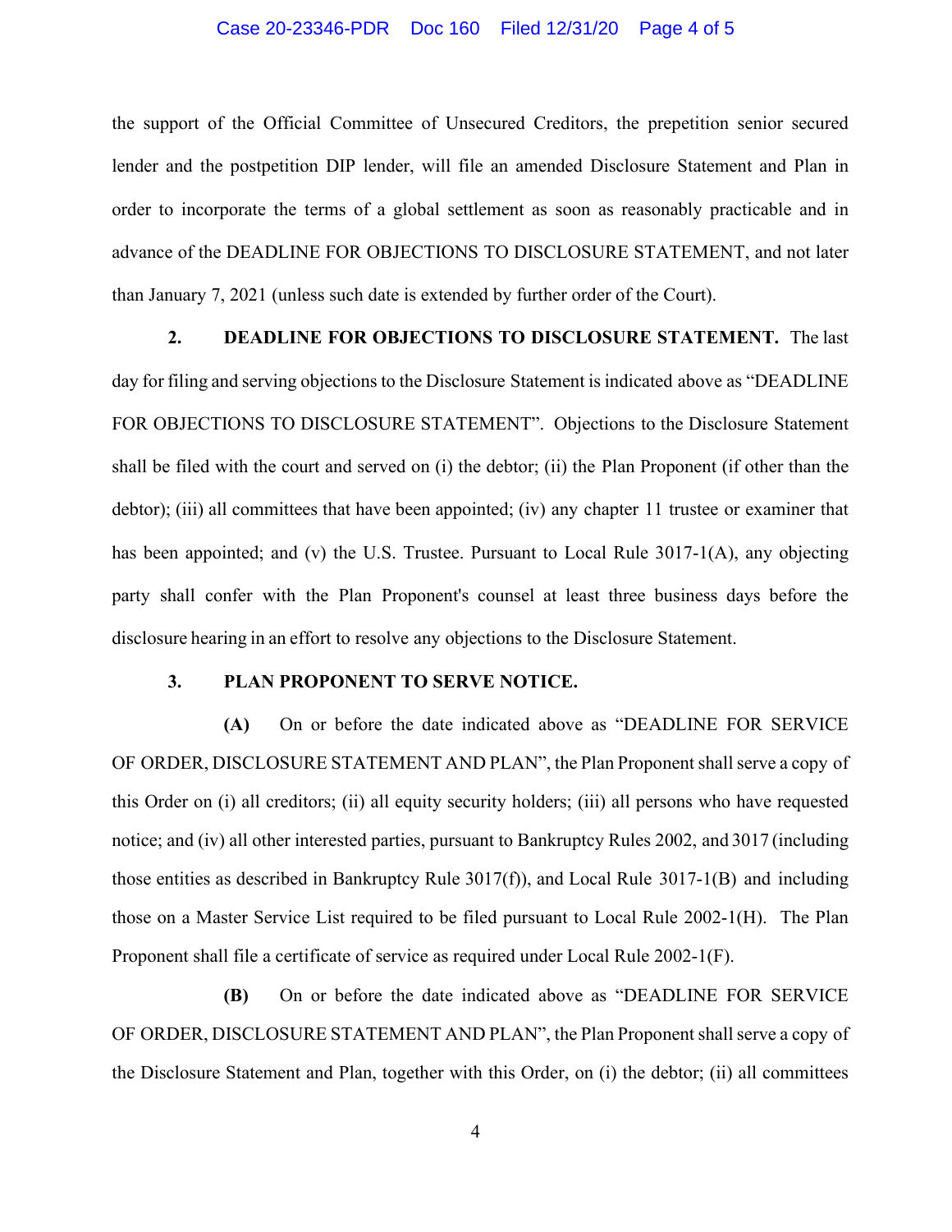the support of the Official Committee of Unsecured Creditors, the prepetition senior secured lender and the postpetition DIP lender, will file an amended Disclosure Statement and Plan in order to incorporate the terms of a global settlement as soon as reasonably practicable and in advance of the DEADLINE FOR OBJECTIONS TO DISCLOSURE STATEMENT, and not later than January 7, 2021 (unless such date is extended by further order of the Court).

**2. DEADLINE FOR OBJECTIONS TO DISCLOSURE STATEMENT.** The last day for filing and serving objections to the Disclosure Statement is indicated above as "DEADLINE FOR OBJECTIONS TO DISCLOSURE STATEMENT". Objections to the Disclosure Statement shall be filed with the court and served on (i) the debtor; (ii) the Plan Proponent (if other than the debtor); (iii) all committees that have been appointed; (iv) any chapter 11 trustee or examiner that has been appointed; and (v) the U.S. Trustee. Pursuant to Local Rule 3017-1(A), any objecting party shall confer with the Plan Proponent's counsel at least three business days before the disclosure hearing in an effort to resolve any objections to the Disclosure Statement.

**3. PLAN PROPONENT TO SERVE NOTICE.**

**(A)** On or before the date indicated above as "DEADLINE FOR SERVICE OF ORDER, DISCLOSURE STATEMENT AND PLAN", the Plan Proponent shall serve a copy of this Order on (i) all creditors; (ii) all equity security holders; (iii) all persons who have requested notice; and (iv) all other interested parties, pursuant to Bankruptcy Rules 2002, and 3017 (including those entities as described in Bankruptcy Rule 3017(f)), and Local Rule 3017-1(B) and including those on a Master Service List required to be filed pursuant to Local Rule 2002-1(H). The Plan Proponent shall file a certificate of service as required under Local Rule 2002-1(F).

**(B)** On or before the date indicated above as "DEADLINE FOR SERVICE OF ORDER, DISCLOSURE STATEMENT AND PLAN", the Plan Proponent shall serve a copy of the Disclosure Statement and Plan, together with this Order, on (i) the debtor; (ii) all committees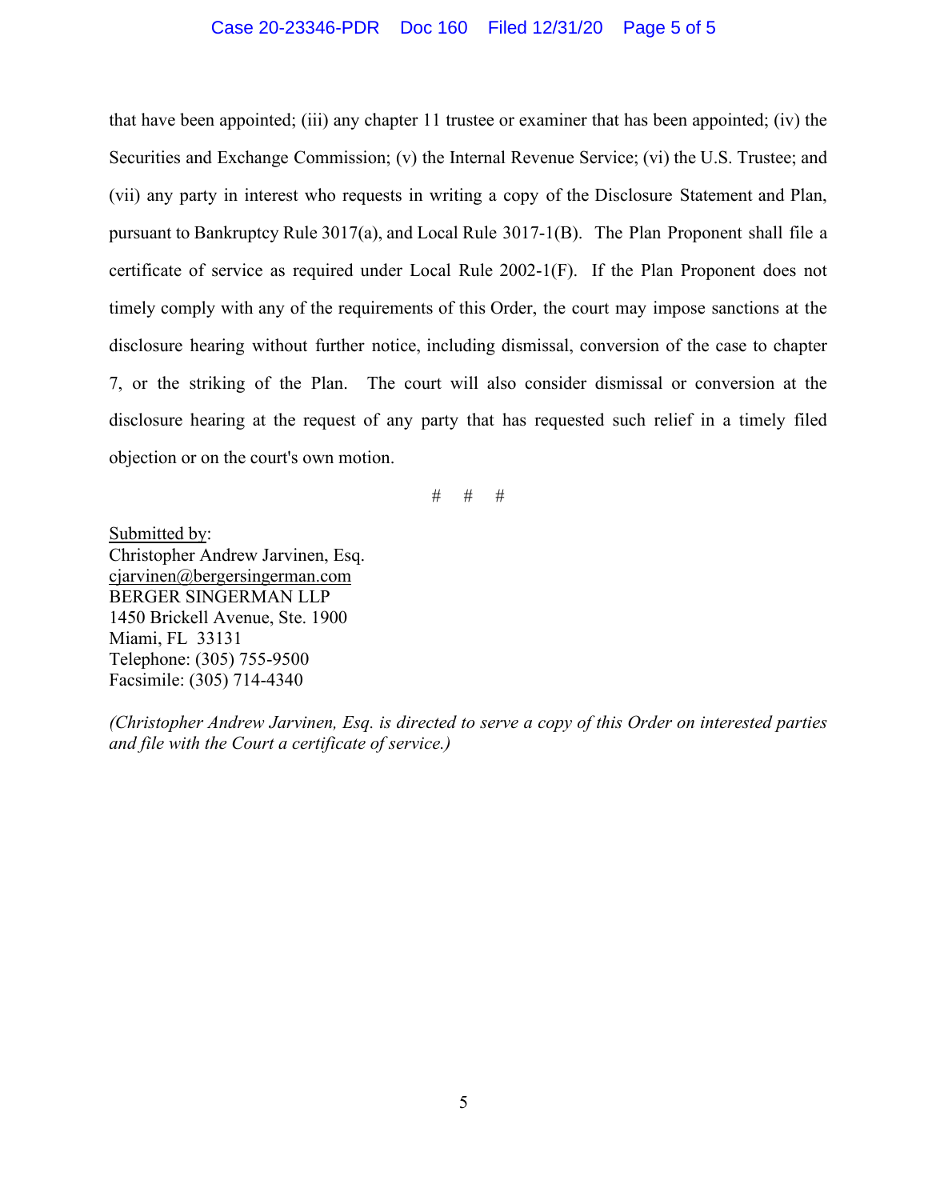that have been appointed; (iii) any chapter 11 trustee or examiner that has been appointed; (iv) the Securities and Exchange Commission; (v) the Internal Revenue Service; (vi) the U.S. Trustee; and (vii) any party in interest who requests in writing a copy of the Disclosure Statement and Plan, pursuant to Bankruptcy Rule 3017(a), and Local Rule 3017-1(B). The Plan Proponent shall file a certificate of service as required under Local Rule 2002-1(F). If the Plan Proponent does not timely comply with any of the requirements of this Order, the court may impose sanctions at the disclosure hearing without further notice, including dismissal, conversion of the case to chapter 7, or the striking of the Plan. The court will also consider dismissal or conversion at the disclosure hearing at the request of any party that has requested such relief in a timely filed objection or on the court's own motion.

# # #

Submitted by:
Christopher Andrew Jarvinen, Esq.
cjarvinen@bergersingerman.com
BERGER SINGERMAN LLP
1450 Brickell Avenue, Ste. 1900
Miami, FL 33131
Telephone: (305) 755-9500
Facsimile: (305) 714-4340

*(Christopher Andrew Jarvinen, Esq. is directed to serve a copy of this Order on interested parties and file with the Court a certificate of service.)*